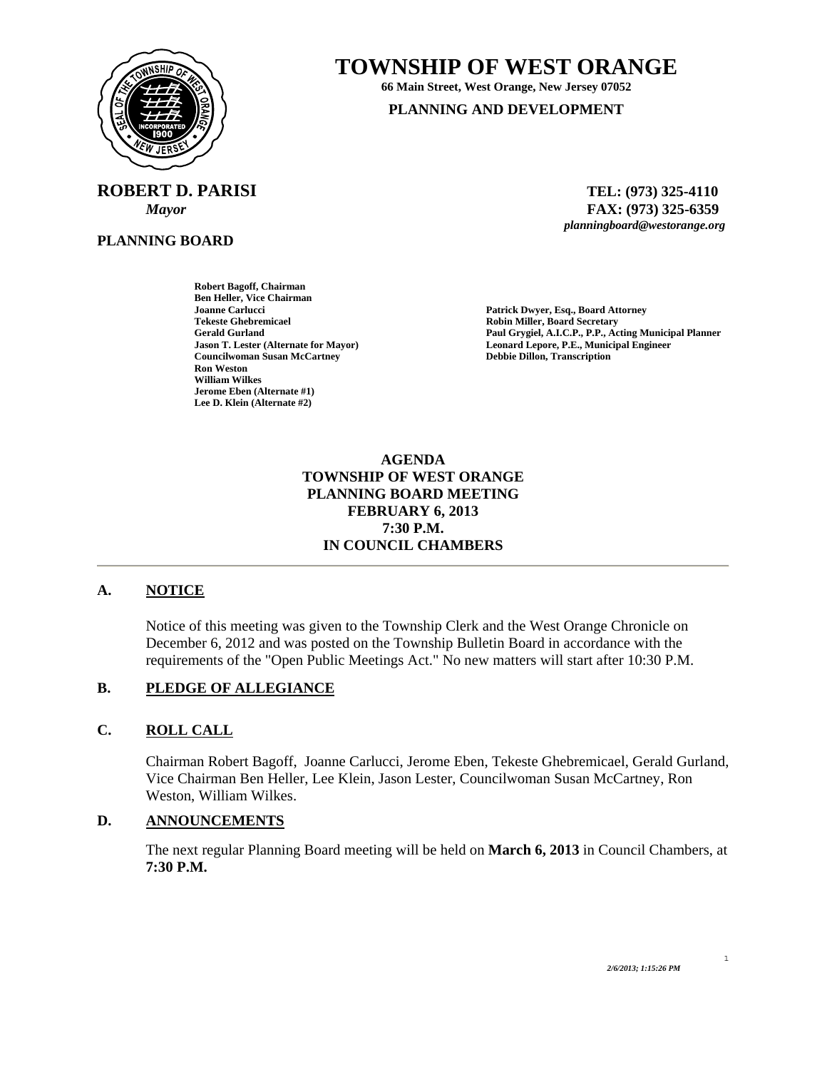# TOWNSHIP OF WEST ORANGE

**66 Main Street, West Orange, New Jersey 07052**

**PLANNING AND DEVELOPMENT**

**ROBERT D. PARISI**
*Mayor*

**TEL: (973) 325-4110**
**FAX: (973) 325-6359**
*planningboard@westorange.org*

**PLANNING BOARD**

**Robert Bagoff, Chairman**
**Ben Heller, Vice Chairman**
**Joanne Carlucci**
**Tekeste Ghebremicael**
**Gerald Gurland**
**Jason T. Lester (Alternate for Mayor)**
**Councilwoman Susan McCartney**
**Ron Weston**
**William Wilkes**
**Jerome Eben (Alternate #1)**
**Lee D. Klein (Alternate #2)**

**Patrick Dwyer, Esq., Board Attorney**
**Robin Miller, Board Secretary**
**Paul Grygiel, A.I.C.P., P.P., Acting Municipal Planner**
**Leonard Lepore, P.E., Municipal Engineer**
**Debbie Dillon, Transcription**

**AGENDA**
**TOWNSHIP OF WEST ORANGE**
**PLANNING BOARD MEETING**
**FEBRUARY 6, 2013**
**7:30 P.M.**
**IN COUNCIL CHAMBERS**

---

## A. NOTICE

Notice of this meeting was given to the Township Clerk and the West Orange Chronicle on December 6, 2012 and was posted on the Township Bulletin Board in accordance with the requirements of the "Open Public Meetings Act." No new matters will start after 10:30 P.M.

## B. PLEDGE OF ALLEGIANCE

## C. ROLL CALL

Chairman Robert Bagoff, Joanne Carlucci, Jerome Eben, Tekeste Ghebremicael, Gerald Gurland, Vice Chairman Ben Heller, Lee Klein, Jason Lester, Councilwoman Susan McCartney, Ron Weston, William Wilkes.

## D. ANNOUNCEMENTS

The next regular Planning Board meeting will be held on **March 6, 2013** in Council Chambers, at **7:30 P.M.**

*2/6/2013; 1:15:26 PM*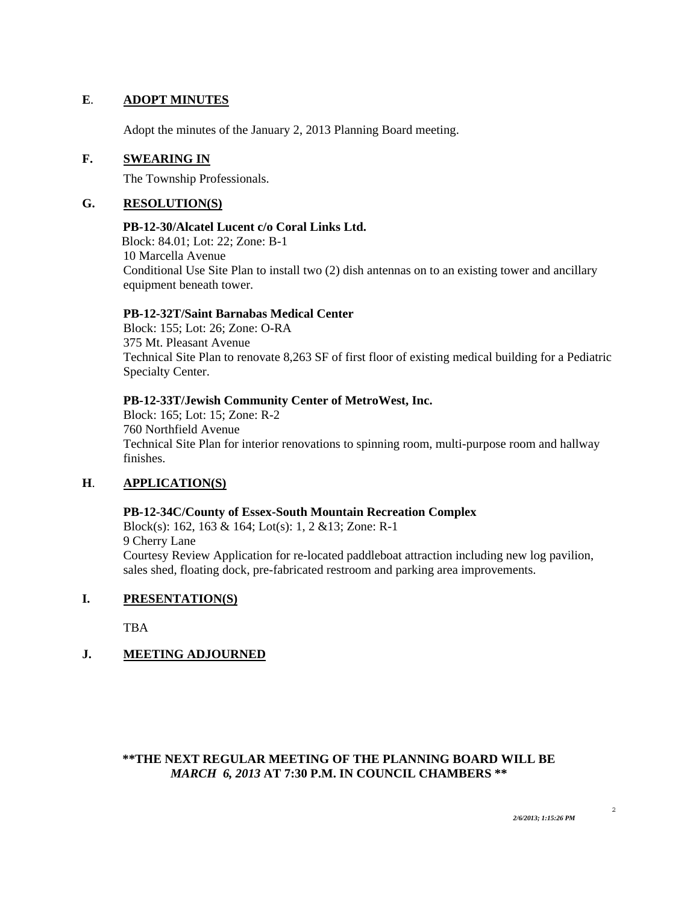## E. ADOPT MINUTES

Adopt the minutes of the January 2, 2013 Planning Board meeting.

## F. SWEARING IN

The Township Professionals.

## G. RESOLUTION(S)

**PB-12-30/Alcatel Lucent c/o Coral Links Ltd.**
Block: 84.01; Lot: 22; Zone: B-1
10 Marcella Avenue
Conditional Use Site Plan to install two (2) dish antennas on to an existing tower and ancillary equipment beneath tower.

**PB-12-32T/Saint Barnabas Medical Center**
Block: 155; Lot: 26; Zone: O-RA
375 Mt. Pleasant Avenue
Technical Site Plan to renovate 8,263 SF of first floor of existing medical building for a Pediatric Specialty Center.

**PB-12-33T/Jewish Community Center of MetroWest, Inc.**
Block: 165; Lot: 15; Zone: R-2
760 Northfield Avenue
Technical Site Plan for interior renovations to spinning room, multi-purpose room and hallway finishes.

## H. APPLICATION(S)

**PB-12-34C/County of Essex-South Mountain Recreation Complex**
Block(s): 162, 163 & 164; Lot(s): 1, 2 &13; Zone: R-1
9 Cherry Lane
Courtesy Review Application for re-located paddleboat attraction including new log pavilion, sales shed, floating dock, pre-fabricated restroom and parking area improvements.

## I. PRESENTATION(S)

TBA

## J. MEETING ADJOURNED

**\*\*THE NEXT REGULAR MEETING OF THE PLANNING BOARD WILL BE *MARCH 6, 2013* AT 7:30 P.M. IN COUNCIL CHAMBERS \*\***

*2/6/2013; 1:15:26 PM*